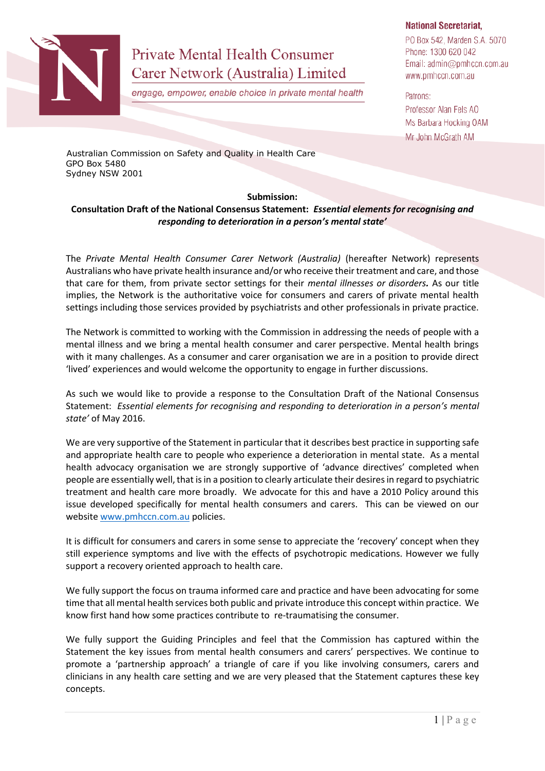Private Mental Health Consumer Carer Network (Australia) Limited

*engage, empower, enable choice in private mental health*

**National Secretariat,**
PO Box 542, Marden S.A. 5070
Phone: 1300 620 042
Email: admin@pmhccn.com.au
www.pmhccn.com.au

Patrons:
Professor Alan Fels AO
Ms Barbara Hocking OAM
Mr John McGrath AM

Australian Commission on Safety and Quality in Health Care
GPO Box 5480
Sydney NSW 2001

**Submission:**
**Consultation Draft of the National Consensus Statement: *Essential elements for recognising and responding to deterioration in a person's mental state'***

The *Private Mental Health Consumer Carer Network (Australia)* (hereafter Network) represents Australians who have private health insurance and/or who receive their treatment and care, and those that care for them, from private sector settings for their *mental illnesses or disorders.* As our title implies, the Network is the authoritative voice for consumers and carers of private mental health settings including those services provided by psychiatrists and other professionals in private practice.

The Network is committed to working with the Commission in addressing the needs of people with a mental illness and we bring a mental health consumer and carer perspective. Mental health brings with it many challenges. As a consumer and carer organisation we are in a position to provide direct 'lived' experiences and would welcome the opportunity to engage in further discussions.

As such we would like to provide a response to the Consultation Draft of the National Consensus Statement: *Essential elements for recognising and responding to deterioration in a person's mental state'* of May 2016.

We are very supportive of the Statement in particular that it describes best practice in supporting safe and appropriate health care to people who experience a deterioration in mental state. As a mental health advocacy organisation we are strongly supportive of 'advance directives' completed when people are essentially well, that is in a position to clearly articulate their desires in regard to psychiatric treatment and health care more broadly. We advocate for this and have a 2010 Policy around this issue developed specifically for mental health consumers and carers. This can be viewed on our website www.pmhccn.com.au policies.

It is difficult for consumers and carers in some sense to appreciate the 'recovery' concept when they still experience symptoms and live with the effects of psychotropic medications. However we fully support a recovery oriented approach to health care.

We fully support the focus on trauma informed care and practice and have been advocating for some time that all mental health services both public and private introduce this concept within practice. We know first hand how some practices contribute to re-traumatising the consumer.

We fully support the Guiding Principles and feel that the Commission has captured within the Statement the key issues from mental health consumers and carers' perspectives. We continue to promote a 'partnership approach' a triangle of care if you like involving consumers, carers and clinicians in any health care setting and we are very pleased that the Statement captures these key concepts.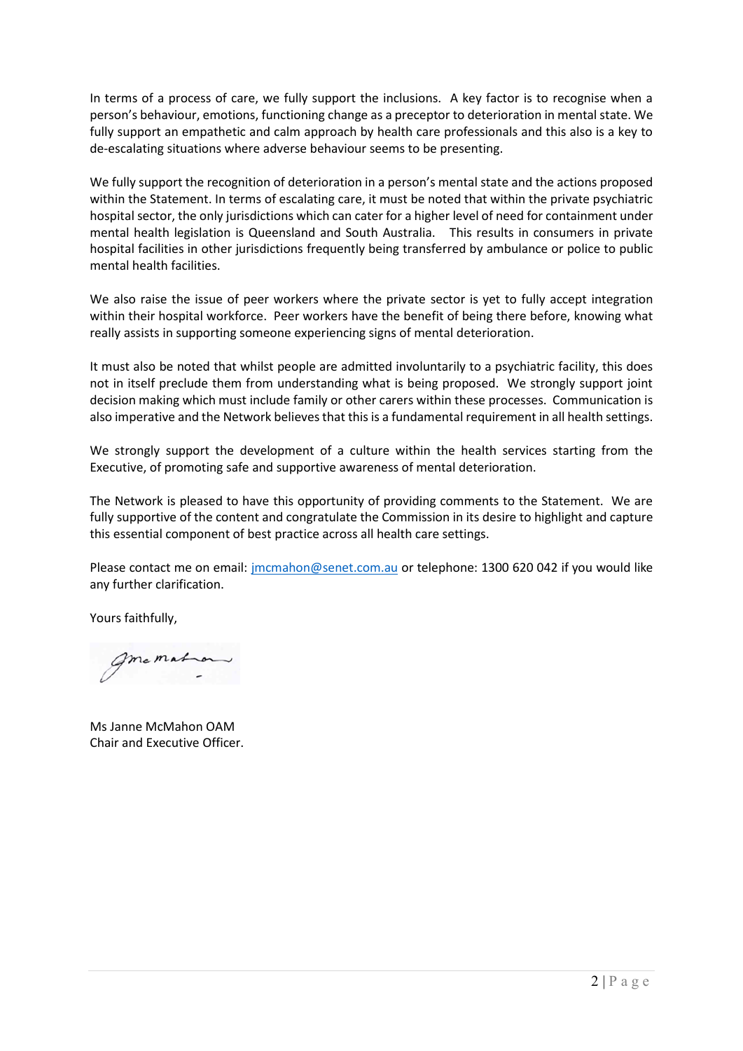In terms of a process of care, we fully support the inclusions. A key factor is to recognise when a person's behaviour, emotions, functioning change as a preceptor to deterioration in mental state. We fully support an empathetic and calm approach by health care professionals and this also is a key to de-escalating situations where adverse behaviour seems to be presenting.

We fully support the recognition of deterioration in a person's mental state and the actions proposed within the Statement. In terms of escalating care, it must be noted that within the private psychiatric hospital sector, the only jurisdictions which can cater for a higher level of need for containment under mental health legislation is Queensland and South Australia. This results in consumers in private hospital facilities in other jurisdictions frequently being transferred by ambulance or police to public mental health facilities.

We also raise the issue of peer workers where the private sector is yet to fully accept integration within their hospital workforce. Peer workers have the benefit of being there before, knowing what really assists in supporting someone experiencing signs of mental deterioration.

It must also be noted that whilst people are admitted involuntarily to a psychiatric facility, this does not in itself preclude them from understanding what is being proposed. We strongly support joint decision making which must include family or other carers within these processes. Communication is also imperative and the Network believes that this is a fundamental requirement in all health settings.

We strongly support the development of a culture within the health services starting from the Executive, of promoting safe and supportive awareness of mental deterioration.

The Network is pleased to have this opportunity of providing comments to the Statement. We are fully supportive of the content and congratulate the Commission in its desire to highlight and capture this essential component of best practice across all health care settings.

Please contact me on email: jmcmahon@senet.com.au or telephone: 1300 620 042 if you would like any further clarification.

Yours faithfully,

Ms Janne McMahon OAM
Chair and Executive Officer.